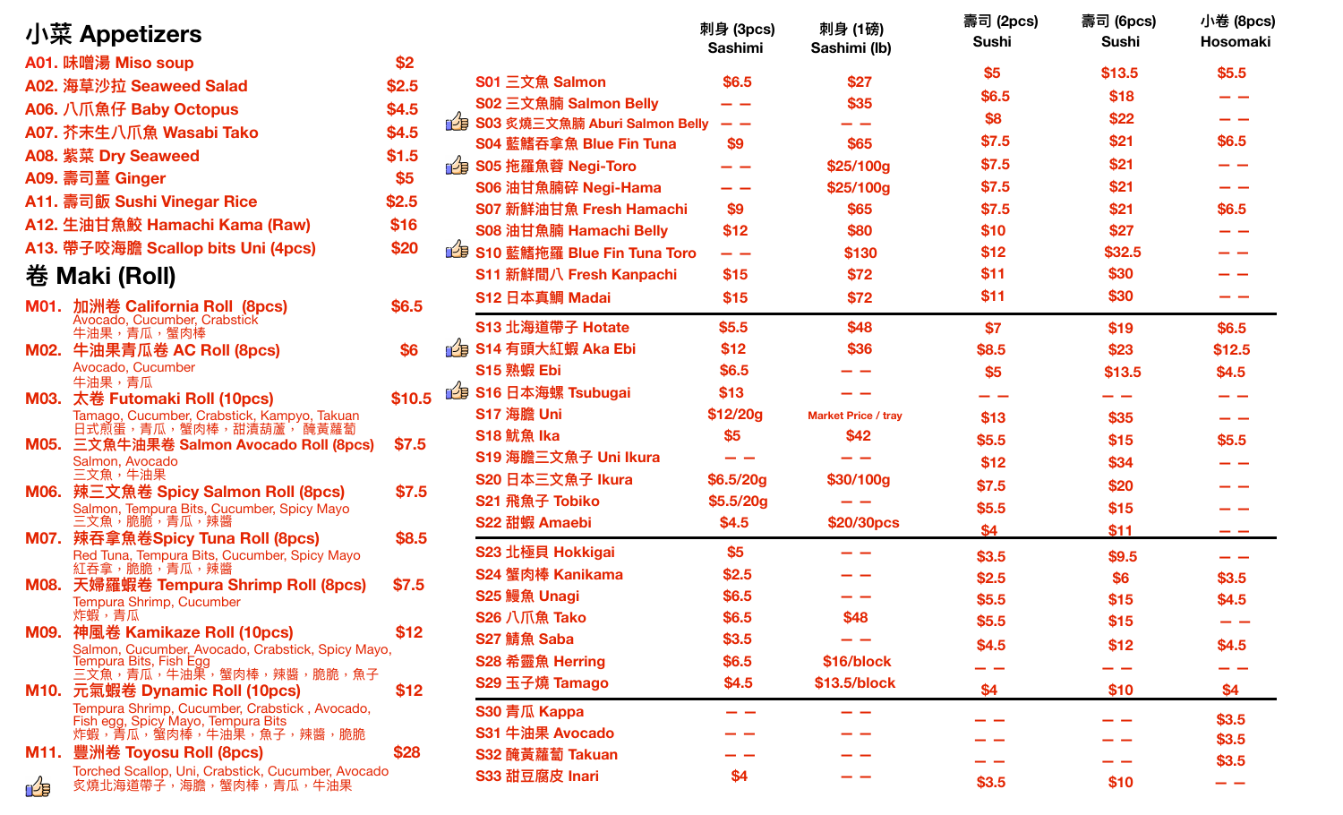## 小菜 Appetizers

| Item | Price |
|---|---|
| A01. 味噌湯 Miso soup | $2 |
| A02. 海草沙拉 Seaweed Salad | $2.5 |
| A06. 八爪魚仔 Baby Octopus | $4.5 |
| A07. 芥末生八爪魚 Wasabi Tako | $4.5 |
| A08. 紫菜 Dry Seaweed | $1.5 |
| A09. 壽司薑 Ginger | $5 |
| A11. 壽司飯 Sushi Vinegar Rice | $2.5 |
| A12. 生油甘魚鮫 Hamachi Kama (Raw) | $16 |
| A13. 帶子咬海膽 Scallop bits Uni (4pcs) | $20 |

## 卷 Maki (Roll)

**M01. 加洲卷 California Roll (8pcs)** — $6.5
Avocado, Cucumber, Crabstick
牛油果，青瓜，蟹肉棒

**M02. 牛油果青瓜卷 AC Roll (8pcs)** — $6
Avocado, Cucumber
牛油果，青瓜

**M03. 太卷 Futomaki Roll (10pcs)** — $10.5
Tamago, Cucumber, Crabstick, Kampyo, Takuan
日式煎蛋，青瓜，蟹肉棒，甜漬葫蘆， 醃黃蘿蔔

**M05. 三文魚牛油果卷 Salmon Avocado Roll (8pcs)** — $7.5
Salmon, Avocado
三文魚，牛油果

**M06. 辣三文魚卷 Spicy Salmon Roll (8pcs)** — $7.5
Salmon, Tempura Bits, Cucumber, Spicy Mayo
三文魚，脆脆，青瓜，辣醬

**M07. 辣吞拿魚卷Spicy Tuna Roll (8pcs)** — $8.5
Red Tuna, Tempura Bits, Cucumber, Spicy Mayo
紅吞拿，脆脆，青瓜，辣醬

**M08. 天婦羅蝦卷 Tempura Shrimp Roll (8pcs)** — $7.5
Tempura Shrimp, Cucumber
炸蝦，青瓜

**M09. 神風卷 Kamikaze Roll (10pcs)** — $12
Salmon, Cucumber, Avocado, Crabstick, Spicy Mayo, Tempura Bits, Fish Egg
三文魚，青瓜，牛油果，蟹肉棒，辣醬，脆脆，魚子

**M10. 元氣蝦卷 Dynamic Roll (10pcs)** — $12
Tempura Shrimp, Cucumber, Crabstick , Avocado, Fish egg, Spicy Mayo, Tempura Bits
炸蝦，青瓜，蟹肉棒，牛油果，魚子，辣醬，脆脆

**M11. 豐洲卷 Toyosu Roll (8pcs)** — $28
Torched Scallop, Uni, Crabstick, Cucumber, Avocado
炙燒北海道帶子，海膽，蟹肉棒，青瓜，牛油果

## Sashimi / Sushi

| | 刺身 (3pcs) Sashimi | 刺身 (1磅) Sashimi (lb) | 壽司 (2pcs) Sushi | 壽司 (6pcs) Sushi | 小卷 (8pcs) Hosomaki |
|---|---|---|---|---|---|
| S01 三文魚 Salmon | $6.5 | $27 | $5 | $13.5 | $5.5 |
| S02 三文魚腩 Salmon Belly | — — | $35 | $6.5 | $18 | — — |
| S03 炙燒三文魚腩 Aburi Salmon Belly | — — | — — | $8 | $22 | — — |
| S04 藍鰭吞拿魚 Blue Fin Tuna | $9 | $65 | $7.5 | $21 | $6.5 |
| S05 拖羅魚蓉 Negi-Toro | — — | $25/100g | $7.5 | $21 | — — |
| S06 油甘魚腩碎 Negi-Hama | — — | $25/100g | $7.5 | $21 | — — |
| S07 新鮮油甘魚 Fresh Hamachi | $9 | $65 | $7.5 | $21 | $6.5 |
| S08 油甘魚腩 Hamachi Belly | $12 | $80 | $10 | $27 | — — |
| S10 藍鰭拖羅 Blue Fin Tuna Toro | — — | $130 | $12 | $32.5 | — — |
| S11 新鮮間八 Fresh Kanpachi | $15 | $72 | $11 | $30 | — — |
| S12 日本真鯛 Madai | $15 | $72 | $11 | $30 | — — |
| S13 北海道帶子 Hotate | $5.5 | $48 | $7 | $19 | $6.5 |
| S14 有頭大紅蝦 Aka Ebi | $12 | $36 | $8.5 | $23 | $12.5 |
| S15 熟蝦 Ebi | $6.5 | — — | $5 | $13.5 | $4.5 |
| S16 日本海螺 Tsubugai | $13 | — — | — — | — — | — — |
| S17 海膽 Uni | $12/20g | Market Price / tray | $13 | $35 | — — |
| S18 魷魚 Ika | $5 | $42 | $5.5 | $15 | $5.5 |
| S19 海膽三文魚子 Uni Ikura | — — | — — | $12 | $34 | — — |
| S20 日本三文魚子 Ikura | $6.5/20g | $30/100g | $7.5 | $20 | — — |
| S21 飛魚子 Tobiko | $5.5/20g | — — | $5.5 | $15 | — — |
| S22 甜蝦 Amaebi | $4.5 | $20/30pcs | $4 | $11 | — — |
| S23 北極貝 Hokkigai | $5 | — — | $3.5 | $9.5 | — — |
| S24 蟹肉棒 Kanikama | $2.5 | — — | $2.5 | $6 | $3.5 |
| S25 鰻魚 Unagi | $6.5 | — — | $5.5 | $15 | $4.5 |
| S26 八爪魚 Tako | $6.5 | $48 | $5.5 | $15 | — — |
| S27 鯖魚 Saba | $3.5 | — — | $4.5 | $12 | $4.5 |
| S28 希靈魚 Herring | $6.5 | $16/block | — — | — — | — — |
| S29 玉子燒 Tamago | $4.5 | $13.5/block | $4 | $10 | $4 |
| S30 青瓜 Kappa | — — | — — | — — | — — | $3.5 |
| S31 牛油果 Avocado | — — | — — | — — | — — | $3.5 |
| S32 醃黃蘿蔔 Takuan | — — | — — | — — | — — | $3.5 |
| S33 甜豆腐皮 Inari | $4 | — — | $3.5 | $10 | — — |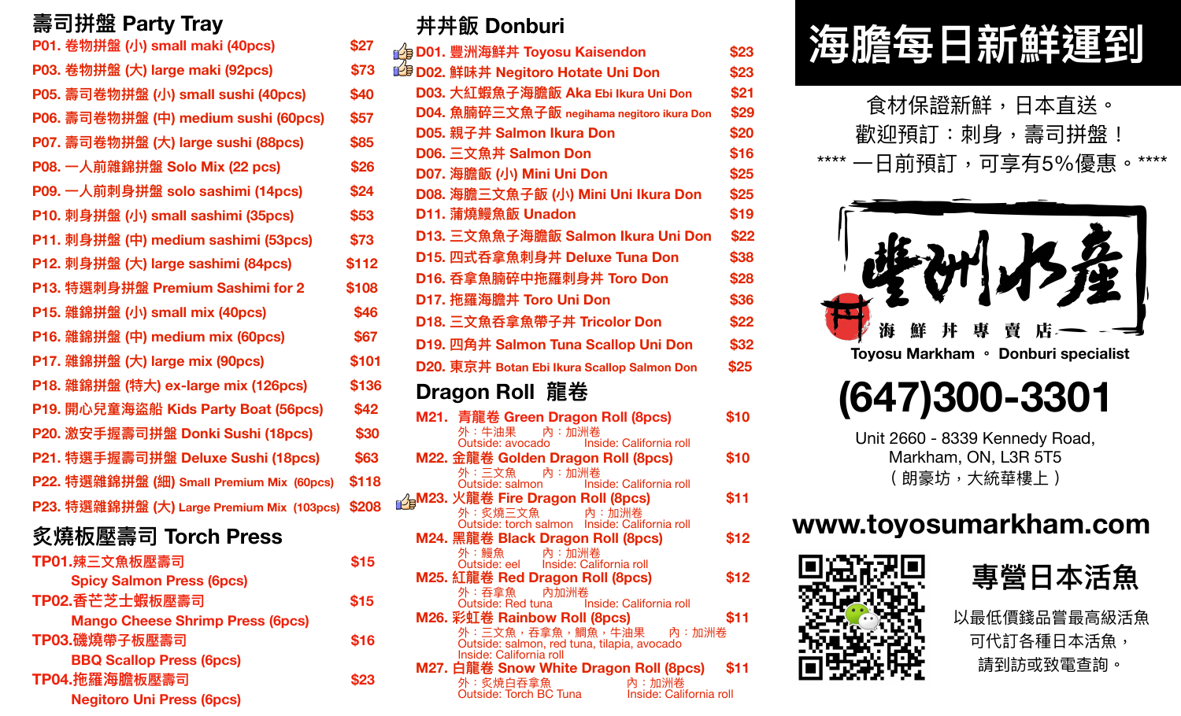## 壽司拼盤 Party Tray

| | | |
|---|---|---|
| P01. | 卷物拼盤 (小) small maki (40pcs) | $27 |
| P03. | 卷物拼盤 (大) large maki (92pcs) | $73 |
| P05. | 壽司卷物拼盤 (小) small sushi (40pcs) | $40 |
| P06. | 壽司卷物拼盤 (中) medium sushi (60pcs) | $57 |
| P07. | 壽司卷物拼盤 (大) large sushi (88pcs) | $85 |
| P08. | 一人前雜錦拼盤 Solo Mix (22 pcs) | $26 |
| P09. | 一人前刺身拼盤 solo sashimi (14pcs) | $24 |
| P10. | 刺身拼盤 (小) small sashimi (35pcs) | $53 |
| P11. | 刺身拼盤 (中) medium sashimi (53pcs) | $73 |
| P12. | 刺身拼盤 (大) large sashimi (84pcs) | $112 |
| P13. | 特選刺身拼盤 Premium Sashimi for 2 | $108 |
| P15. | 雜錦拼盤 (小) small mix (40pcs) | $46 |
| P16. | 雜錦拼盤 (中) medium mix (60pcs) | $67 |
| P17. | 雜錦拼盤 (大) large mix (90pcs) | $101 |
| P18. | 雜錦拼盤 (特大) ex-large mix (126pcs) | $136 |
| P19. | 開心兒童海盜船 Kids Party Boat (56pcs) | $42 |
| P20. | 激安手握壽司拼盤 Donki Sushi (18pcs) | $30 |
| P21. | 特選手握壽司拼盤 Deluxe Sushi (18pcs) | $63 |
| P22. | 特選雜錦拼盤 (細) Small Premium Mix (60pcs) | $118 |
| P23. | 特選雜錦拼盤 (大) Large Premium Mix (103pcs) | $208 |

## 炙燒板壓壽司 Torch Press

| | | |
|---|---|---|
| TP01. | 辣三文魚板壓壽司 Spicy Salmon Press (6pcs) | $15 |
| TP02. | 香芒芝士蝦板壓壽司 Mango Cheese Shrimp Press (6pcs) | $15 |
| TP03. | 磯燒帶子板壓壽司 BBQ Scallop Press (6pcs) | $16 |
| TP04. | 拖羅海膽板壓壽司 Negitoro Uni Press (6pcs) | $23 |

## 丼丼飯 Donburi

| | | |
|---|---|---|
| D01. | 豐洲海鮮丼 Toyosu Kaisendon | $23 |
| D02. | 鮮味丼 Negitoro Hotate Uni Don | $23 |
| D03. | 大紅蝦魚子海膽飯 Aka Ebi Ikura Uni Don | $21 |
| D04. | 魚腩碎三文魚子飯 negihama negitoro ikura Don | $29 |
| D05. | 親子丼 Salmon Ikura Don | $20 |
| D06. | 三文魚丼 Salmon Don | $16 |
| D07. | 海膽飯 (小) Mini Uni Don | $25 |
| D08. | 海膽三文魚子飯 (小) Mini Uni Ikura Don | $25 |
| D11. | 蒲燒鰻魚飯 Unadon | $19 |
| D13. | 三文魚魚子海膽飯 Salmon Ikura Uni Don | $22 |
| D15. | 四式吞拿魚刺身丼 Deluxe Tuna Don | $38 |
| D16. | 吞拿魚腩碎中拖羅刺身丼 Toro Don | $28 |
| D17. | 拖羅海膽丼 Toro Uni Don | $36 |
| D18. | 三文魚吞拿魚帶子丼 Tricolor Don | $22 |
| D19. | 四角丼 Salmon Tuna Scallop Uni Don | $32 |
| D20. | 東京丼 Botan Ebi Ikura Scallop Salmon Don | $25 |

## Dragon Roll 龍卷

| | | |
|---|---|---|
| M21. | 青龍卷 Green Dragon Roll (8pcs)<br>外：牛油果 內：加洲卷<br>Outside: avocado Inside: California roll | $10 |
| M22. | 金龍卷 Golden Dragon Roll (8pcs)<br>外：三文魚 內：加洲卷<br>Outside: salmon Inside: California roll | $10 |
| M23. | 火龍卷 Fire Dragon Roll (8pcs)<br>外：炙燒三文魚 內：加洲卷<br>Outside: torch salmon Inside: California roll | $11 |
| M24. | 黑龍卷 Black Dragon Roll (8pcs)<br>外：鰻魚 內：加洲卷<br>Outside: eel Inside: California roll | $12 |
| M25. | 紅龍卷 Red Dragon Roll (8pcs)<br>外：吞拿魚 內加洲卷<br>Outside: Red tuna Inside: California roll | $12 |
| M26. | 彩虹卷 Rainbow Roll (8pcs)<br>外：三文魚，吞拿魚，鯛魚，牛油果 內：加洲卷<br>Outside: salmon, red tuna, tilapia, avocado<br>Inside: California roll | $11 |
| M27. | 白龍卷 Snow White Dragon Roll (8pcs)<br>外：炙燒白吞拿魚 內：加洲卷<br>Outside: Torch BC Tuna Inside: California roll | $11 |

# 海膽每日新鮮運到

食材保證新鮮，日本直送。
歡迎預訂：刺身，壽司拼盤！
**** 一日前預訂，可享有5%優惠。****

豐洲水產
海鮮丼專賣店
Toyosu Markham ◦ Donburi specialist

**(647)300-3301**

Unit 2660 - 8339 Kennedy Road,
Markham, ON, L3R 5T5
（朗豪坊，大統華樓上）

**www.toyosumarkham.com**

## 專營日本活魚

以最低價錢品嘗最高級活魚
可代訂各種日本活魚，
請到訪或致電查詢。